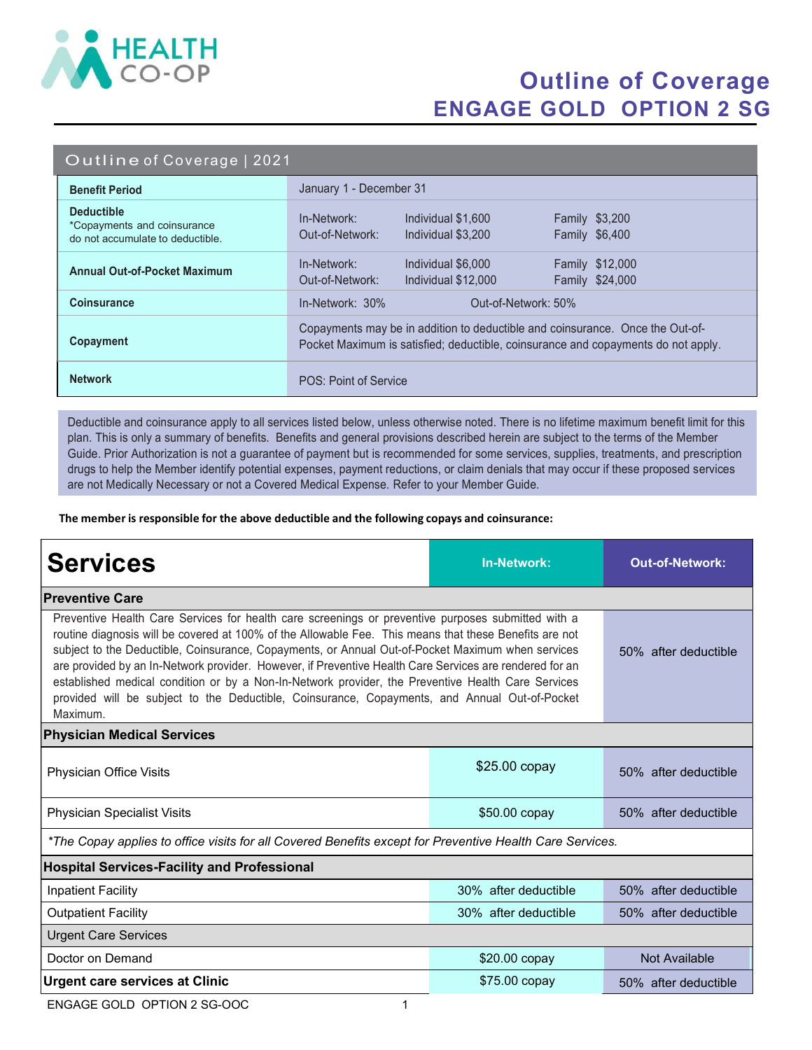HEALTH CO-OP

# Outline of Coverage
# ENGAGE GOLD OPTION 2 SG

## Outline of Coverage | 2021

| | |
|---|---|
| **Benefit Period** | January 1 - December 31 |
| **Deductible** *Copayments and coinsurance do not accumulate to deductible. | In-Network: Individual $1,600 Family $3,200<br>Out-of-Network: Individual $3,200 Family $6,400 |
| **Annual Out-of-Pocket Maximum** | In-Network: Individual $6,000 Family $12,000<br>Out-of-Network: Individual $12,000 Family $24,000 |
| **Coinsurance** | In-Network: 30% Out-of-Network: 50% |
| **Copayment** | Copayments may be in addition to deductible and coinsurance. Once the Out-of-Pocket Maximum is satisfied; deductible, coinsurance and copayments do not apply. |
| **Network** | POS: Point of Service |

Deductible and coinsurance apply to all services listed below, unless otherwise noted. There is no lifetime maximum benefit limit for this plan. This is only a summary of benefits. Benefits and general provisions described herein are subject to the terms of the Member Guide. Prior Authorization is not a guarantee of payment but is recommended for some services, supplies, treatments, and prescription drugs to help the Member identify potential expenses, payment reductions, or claim denials that may occur if these proposed services are not Medically Necessary or not a Covered Medical Expense. Refer to your Member Guide.

**The member is responsible for the above deductible and the following copays and coinsurance:**

| Services | In-Network: | Out-of-Network: |
|---|---|---|
| **Preventive Care** | | |
| Preventive Health Care Services for health care screenings or preventive purposes submitted with a routine diagnosis will be covered at 100% of the Allowable Fee. This means that these Benefits are not subject to the Deductible, Coinsurance, Copayments, or Annual Out-of-Pocket Maximum when services are provided by an In-Network provider. However, if Preventive Health Care Services are rendered for an established medical condition or by a Non-In-Network provider, the Preventive Health Care Services provided will be subject to the Deductible, Coinsurance, Copayments, and Annual Out-of-Pocket Maximum. | | 50% after deductible |
| **Physician Medical Services** | | |
| Physician Office Visits | $25.00 copay | 50% after deductible |
| Physician Specialist Visits | $50.00 copay | 50% after deductible |
| *\*The Copay applies to office visits for all Covered Benefits except for Preventive Health Care Services.* | | |
| **Hospital Services-Facility and Professional** | | |
| Inpatient Facility | 30% after deductible | 50% after deductible |
| Outpatient Facility | 30% after deductible | 50% after deductible |
| Urgent Care Services | | |
| Doctor on Demand | $20.00 copay | Not Available |
| **Urgent care services at Clinic** | $75.00 copay | 50% after deductible |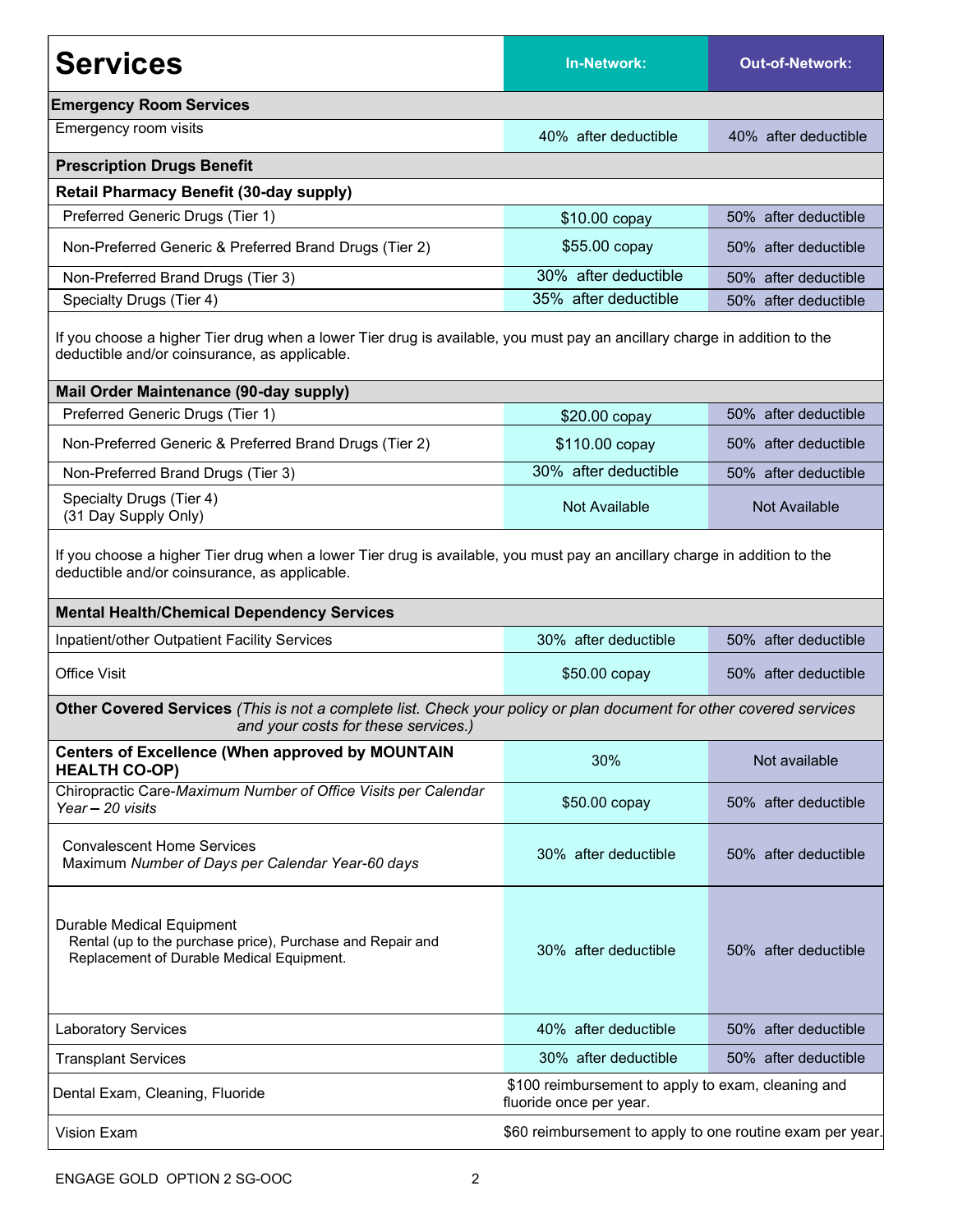| Services | In-Network: | Out-of-Network: |
|---|---|---|
| **Emergency Room Services** | | |
| Emergency room visits | 40% after deductible | 40% after deductible |
| **Prescription Drugs Benefit** | | |
| **Retail Pharmacy Benefit (30-day supply)** | | |
| Preferred Generic Drugs (Tier 1) | $10.00 copay | 50% after deductible |
| Non-Preferred Generic & Preferred Brand Drugs (Tier 2) | $55.00 copay | 50% after deductible |
| Non-Preferred Brand Drugs (Tier 3) | 30% after deductible | 50% after deductible |
| Specialty Drugs (Tier 4) | 35% after deductible | 50% after deductible |
| If you choose a higher Tier drug when a lower Tier drug is available, you must pay an ancillary charge in addition to the deductible and/or coinsurance, as applicable. | | |
| **Mail Order Maintenance (90-day supply)** | | |
| Preferred Generic Drugs (Tier 1) | $20.00 copay | 50% after deductible |
| Non-Preferred Generic & Preferred Brand Drugs (Tier 2) | $110.00 copay | 50% after deductible |
| Non-Preferred Brand Drugs (Tier 3) | 30% after deductible | 50% after deductible |
| Specialty Drugs (Tier 4) (31 Day Supply Only) | Not Available | Not Available |
| If you choose a higher Tier drug when a lower Tier drug is available, you must pay an ancillary charge in addition to the deductible and/or coinsurance, as applicable. | | |
| **Mental Health/Chemical Dependency Services** | | |
| Inpatient/other Outpatient Facility Services | 30% after deductible | 50% after deductible |
| Office Visit | $50.00 copay | 50% after deductible |
| **Other Covered Services** *(This is not a complete list. Check your policy or plan document for other covered services and your costs for these services.)* | | |
| **Centers of Excellence (When approved by MOUNTAIN HEALTH CO-OP)** | 30% | Not available |
| Chiropractic Care-*Maximum Number of Office Visits per Calendar Year – 20 visits* | $50.00 copay | 50% after deductible |
| Convalescent Home Services Maximum *Number of Days per Calendar Year-60 days* | 30% after deductible | 50% after deductible |
| Durable Medical Equipment Rental (up to the purchase price), Purchase and Repair and Replacement of Durable Medical Equipment. | 30% after deductible | 50% after deductible |
| Laboratory Services | 40% after deductible | 50% after deductible |
| Transplant Services | 30% after deductible | 50% after deductible |
| Dental Exam, Cleaning, Fluoride | $100 reimbursement to apply to exam, cleaning and fluoride once per year. | |
| Vision Exam | $60 reimbursement to apply to one routine exam per year. | |

ENGAGE GOLD OPTION 2 SG-OOC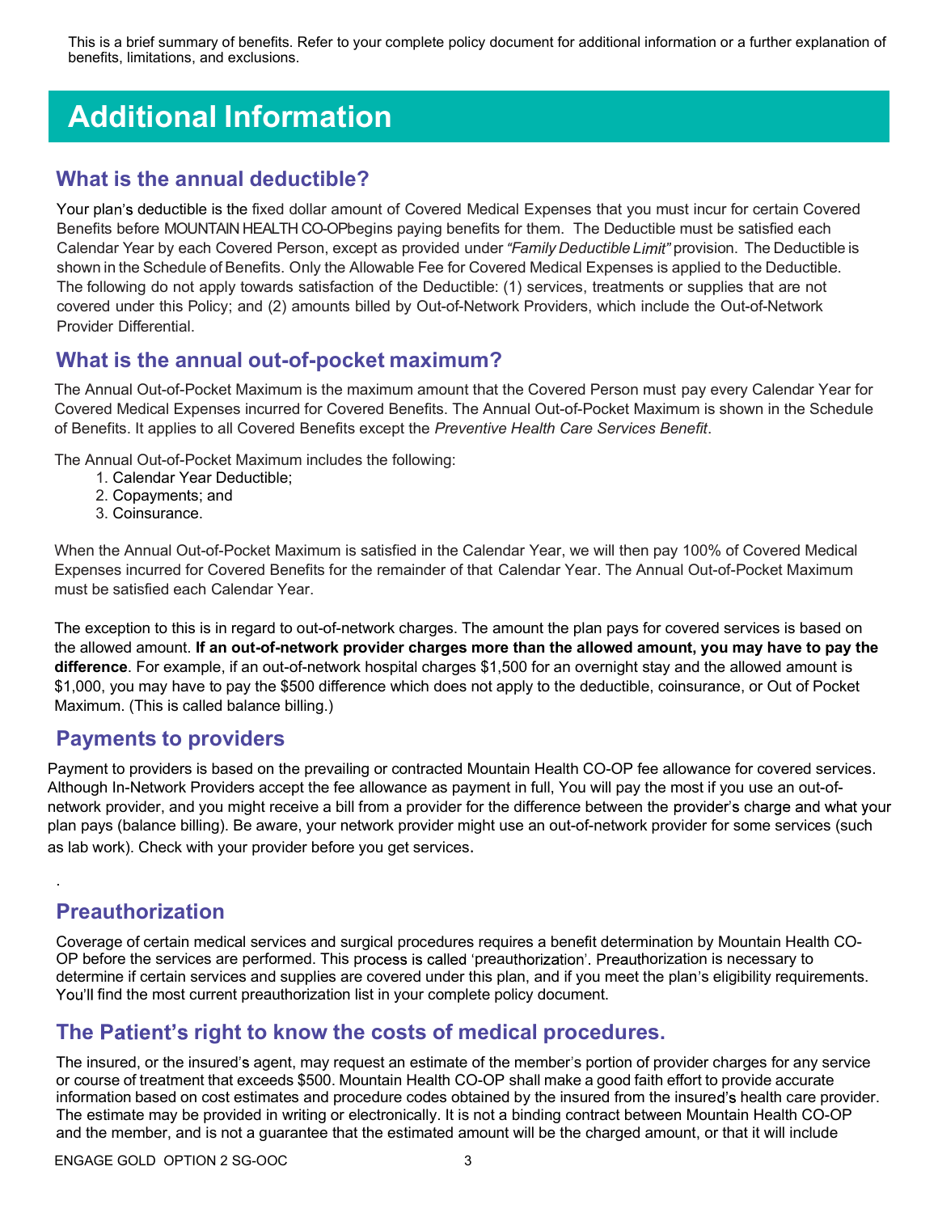This is a brief summary of benefits. Refer to your complete policy document for additional information or a further explanation of benefits, limitations, and exclusions.

# Additional Information

## What is the annual deductible?

Your plan's deductible is the fixed dollar amount of Covered Medical Expenses that you must incur for certain Covered Benefits before MOUNTAIN HEALTH CO-OPbegins paying benefits for them. The Deductible must be satisfied each Calendar Year by each Covered Person, except as provided under *"Family Deductible Limit"* provision. The Deductible is shown in the Schedule of Benefits. Only the Allowable Fee for Covered Medical Expenses is applied to the Deductible. The following do not apply towards satisfaction of the Deductible: (1) services, treatments or supplies that are not covered under this Policy; and (2) amounts billed by Out-of-Network Providers, which include the Out-of-Network Provider Differential.

## What is the annual out-of-pocket maximum?

The Annual Out-of-Pocket Maximum is the maximum amount that the Covered Person must pay every Calendar Year for Covered Medical Expenses incurred for Covered Benefits. The Annual Out-of-Pocket Maximum is shown in the Schedule of Benefits. It applies to all Covered Benefits except the *Preventive Health Care Services Benefit*.

The Annual Out-of-Pocket Maximum includes the following:

1. Calendar Year Deductible;
2. Copayments; and
3. Coinsurance.

When the Annual Out-of-Pocket Maximum is satisfied in the Calendar Year, we will then pay 100% of Covered Medical Expenses incurred for Covered Benefits for the remainder of that Calendar Year. The Annual Out-of-Pocket Maximum must be satisfied each Calendar Year.

The exception to this is in regard to out-of-network charges. The amount the plan pays for covered services is based on the allowed amount. **If an out-of-network provider charges more than the allowed amount, you may have to pay the difference**. For example, if an out-of-network hospital charges $1,500 for an overnight stay and the allowed amount is $1,000, you may have to pay the $500 difference which does not apply to the deductible, coinsurance, or Out of Pocket Maximum. (This is called balance billing.)

## Payments to providers

Payment to providers is based on the prevailing or contracted Mountain Health CO-OP fee allowance for covered services. Although In-Network Providers accept the fee allowance as payment in full, You will pay the most if you use an out-of-network provider, and you might receive a bill from a provider for the difference between the provider's charge and what your plan pays (balance billing). Be aware, your network provider might use an out-of-network provider for some services (such as lab work). Check with your provider before you get services.

.

## Preauthorization

Coverage of certain medical services and surgical procedures requires a benefit determination by Mountain Health CO-OP before the services are performed. This process is called 'preauthorization'. Preauthorization is necessary to determine if certain services and supplies are covered under this plan, and if you meet the plan's eligibility requirements. You'll find the most current preauthorization list in your complete policy document.

## The Patient's right to know the costs of medical procedures.

The insured, or the insured's agent, may request an estimate of the member's portion of provider charges for any service or course of treatment that exceeds $500. Mountain Health CO-OP shall make a good faith effort to provide accurate information based on cost estimates and procedure codes obtained by the insured from the insured's health care provider. The estimate may be provided in writing or electronically. It is not a binding contract between Mountain Health CO-OP and the member, and is not a guarantee that the estimated amount will be the charged amount, or that it will include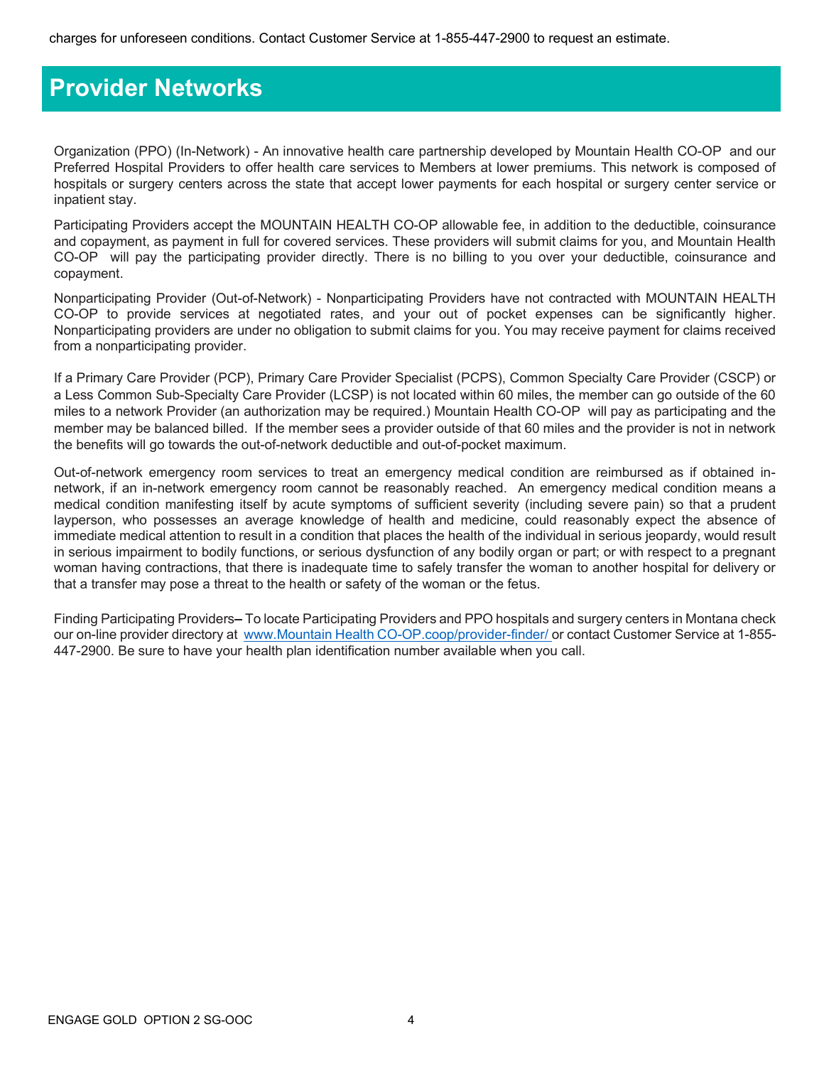charges for unforeseen conditions. Contact Customer Service at 1-855-447-2900 to request an estimate.

# Provider Networks

Organization (PPO) (In-Network) - An innovative health care partnership developed by Mountain Health CO-OP and our Preferred Hospital Providers to offer health care services to Members at lower premiums. This network is composed of hospitals or surgery centers across the state that accept lower payments for each hospital or surgery center service or inpatient stay.

Participating Providers accept the MOUNTAIN HEALTH CO-OP allowable fee, in addition to the deductible, coinsurance and copayment, as payment in full for covered services. These providers will submit claims for you, and Mountain Health CO-OP will pay the participating provider directly. There is no billing to you over your deductible, coinsurance and copayment.

Nonparticipating Provider (Out-of-Network) - Nonparticipating Providers have not contracted with MOUNTAIN HEALTH CO-OP to provide services at negotiated rates, and your out of pocket expenses can be significantly higher. Nonparticipating providers are under no obligation to submit claims for you. You may receive payment for claims received from a nonparticipating provider.

If a Primary Care Provider (PCP), Primary Care Provider Specialist (PCPS), Common Specialty Care Provider (CSCP) or a Less Common Sub-Specialty Care Provider (LCSP) is not located within 60 miles, the member can go outside of the 60 miles to a network Provider (an authorization may be required.) Mountain Health CO-OP will pay as participating and the member may be balanced billed. If the member sees a provider outside of that 60 miles and the provider is not in network the benefits will go towards the out-of-network deductible and out-of-pocket maximum.

Out-of-network emergency room services to treat an emergency medical condition are reimbursed as if obtained in-network, if an in-network emergency room cannot be reasonably reached. An emergency medical condition means a medical condition manifesting itself by acute symptoms of sufficient severity (including severe pain) so that a prudent layperson, who possesses an average knowledge of health and medicine, could reasonably expect the absence of immediate medical attention to result in a condition that places the health of the individual in serious jeopardy, would result in serious impairment to bodily functions, or serious dysfunction of any bodily organ or part; or with respect to a pregnant woman having contractions, that there is inadequate time to safely transfer the woman to another hospital for delivery or that a transfer may pose a threat to the health or safety of the woman or the fetus.

Finding Participating Providers– To locate Participating Providers and PPO hospitals and surgery centers in Montana check our on-line provider directory at www.Mountain Health CO-OP.coop/provider-finder/ or contact Customer Service at 1-855-447-2900. Be sure to have your health plan identification number available when you call.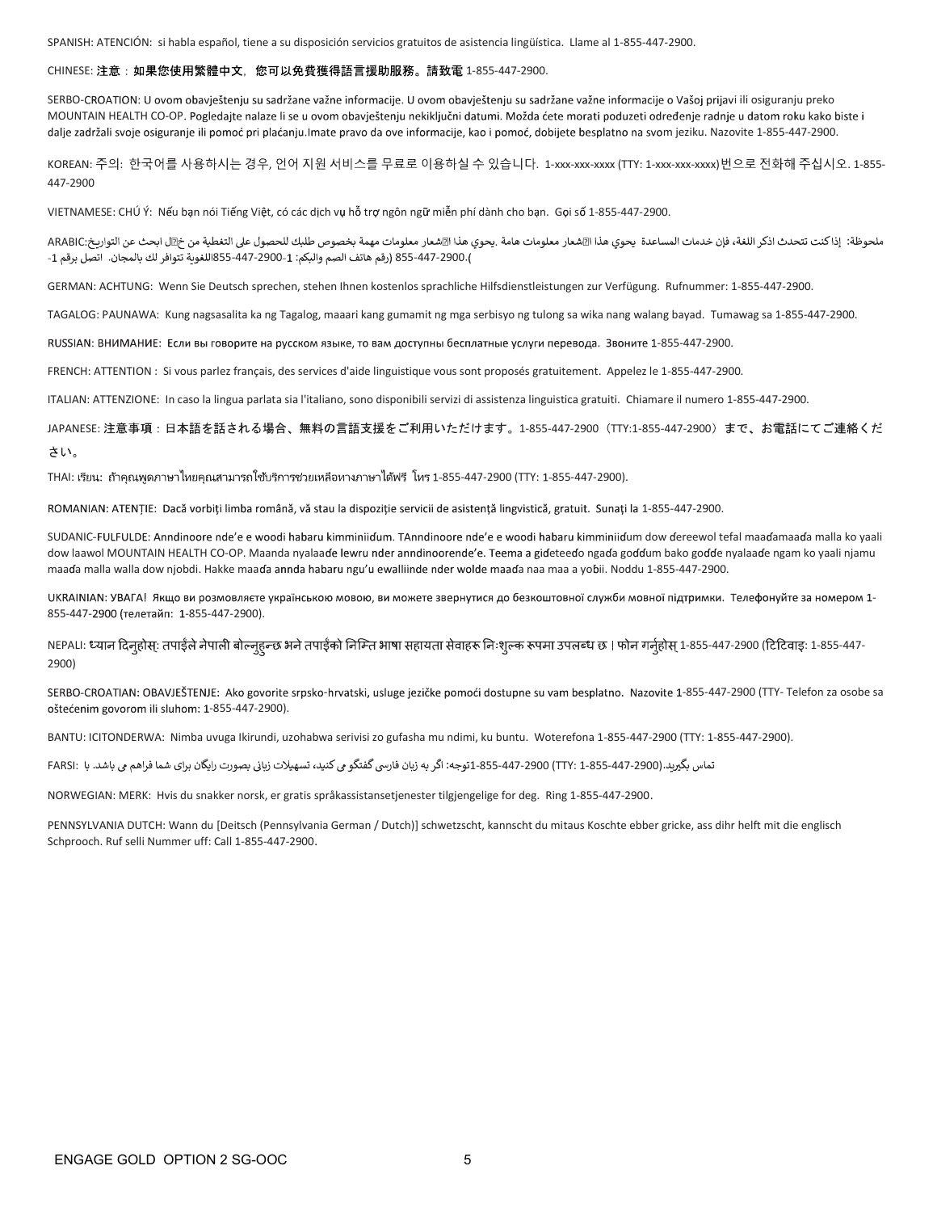SPANISH: ATENCIÓN: si habla español, tiene a su disposición servicios gratuitos de asistencia lingüística. Llame al 1-855-447-2900.

CHINESE: **注意：如果您使用繁體中文，您可以免費獲得語言援助服務。請致電** 1-855-447-2900.

SERBO-CROATION: U ovom obavještenju su sadržane važne informacije. U ovom obavještenju su sadržane važne informacije o Vašoj prijavi ili osiguranju preko MOUNTAIN HEALTH CO-OP. Pogledajte nalaze li se u ovom obavještenju nekiključni datumi. Možda ćete morati poduzeti određenje radnje u datom roku kako biste i dalje zadržali svoje osiguranje ili pomoć pri plaćanju.Imate pravo da ove informacije, kao i pomoć, dobijete besplatno na svom jeziku. Nazovite 1-855-447-2900.

KOREAN: 주의: 한국어를 사용하시는 경우, 언어 지원 서비스를 무료로 이용하실 수 있습니다. 1-xxx-xxx-xxxx (TTY: 1-xxx-xxx-xxxx)번으로 전화해 주십시오. 1-855-447-2900

VIETNAMESE: CHÚ Ý: Nếu bạn nói Tiếng Việt, có các dịch vụ hỗ trợ ngôn ngữ miễn phí dành cho bạn. Gọi số 1-855-447-2900.

ARABIC: ملحوظة: إذا كنت تتحدث اذكر اللغة، فإن خدمات المساعدة يحوي هذا الإشعار معلومات هامة .يحوي هذا الإشعار معلومات مهمة بخصوص طلبك للحصول على التغطية من خلال ابحث عن التواريخ اللغوية تتوافر لك بالمجان. اتصل برقم 1-855-447-2900-1 (رقم هاتف الصم والبكم: 855-447-2900.)

GERMAN: ACHTUNG: Wenn Sie Deutsch sprechen, stehen Ihnen kostenlos sprachliche Hilfsdienstleistungen zur Verfügung. Rufnummer: 1-855-447-2900.

TAGALOG: PAUNAWA: Kung nagsasalita ka ng Tagalog, maaari kang gumamit ng mga serbisyo ng tulong sa wika nang walang bayad. Tumawag sa 1-855-447-2900.

RUSSIAN: ВНИМАНИЕ: Если вы говорите на русском языке, то вам доступны бесплатные услуги перевода. Звоните 1-855-447-2900.

FRENCH: ATTENTION : Si vous parlez français, des services d'aide linguistique vous sont proposés gratuitement. Appelez le 1-855-447-2900.

ITALIAN: ATTENZIONE: In caso la lingua parlata sia l'italiano, sono disponibili servizi di assistenza linguistica gratuiti. Chiamare il numero 1-855-447-2900.

JAPANESE: **注意事項：日本語を話される場合、無料の言語支援をご利用いただけます。**1-855-447-2900（TTY:1-855-447-2900）**まで、お電話にてご連絡ください。**

THAI: เรียน: ถ้าคุณพูดภาษาไทยคุณสามารถใช้บริการช่วยเหลือทางภาษาได้ฟรี โทร 1-855-447-2900 (TTY: 1-855-447-2900).

ROMANIAN: ATENȚIE: Dacă vorbiți limba română, vă stau la dispoziție servicii de asistență lingvistică, gratuit. Sunați la 1-855-447-2900.

SUDANIC-FULFULDE: Anndinoore nde'e e woodi habaru kimminiiɗum. TAnndinoore nde'e e woodi habaru kimminiiɗum dow ɗereewol tefal maaɗamaaɗa malla ko yaali dow laawol MOUNTAIN HEALTH CO-OP. Maanda nyalaaɗe lewru nder anndinoorende'e. Teema a giɗeteeɗo ngaɗa goɗɗum bako goɗɗe nyalaaɗe ngam ko yaali njamu maaɗa malla walla dow njobdi. Hakke maaɗa annda habaru ngu'u ewalliinde nder wolde maaɗa naa maa a yoɓii. Noddu 1-855-447-2900.

UKRAINIAN: УВАГА! Якщо ви розмовляєте українською мовою, ви можете звернутися до безкоштовної служби мовної підтримки. Телефонуйте за номером 1-855-447-2900 (телетайп: 1-855-447-2900).

NEPALI: ध्यान दिनुहोस्: तपाईंले नेपाली बोल्नुहुन्छ भने तपाईंको निम्ति भाषा सहायता सेवाहरू निःशुल्क रूपमा उपलब्ध छ । फोन गर्नुहोस् 1-855-447-2900 (टिटिवाइ: 1-855-447-2900)

SERBO-CROATIAN: OBAVJEŠTENJE: Ako govorite srpsko-hrvatski, usluge jezičke pomoći dostupne su vam besplatno. Nazovite 1-855-447-2900 (TTY- Telefon za osobe sa oštećenim govorom ili sluhom: 1-855-447-2900).

BANTU: ICITONDERWA: Nimba uvuga Ikirundi, uzohabwa serivisi zo gufasha mu ndimi, ku buntu. Woterefona 1-855-447-2900 (TTY: 1-855-447-2900).

FARSI: توجه: اگر به زبان فارسی گفتگو می کنید، تسهیلات زبانی بصورت رایگان برای شما فراهم می باشد. با 1-855-447-2900 (TTY: 1-855-447-2900) تماس بگیرید.

NORWEGIAN: MERK: Hvis du snakker norsk, er gratis språkassistansetjenester tilgjengelige for deg. Ring 1-855-447-2900.

PENNSYLVANIA DUTCH: Wann du [Deitsch (Pennsylvania German / Dutch)] schwetzscht, kannscht du mitaus Koschte ebber gricke, ass dihr helft mit die englisch Schprooch. Ruf selli Nummer uff: Call 1-855-447-2900.

ENGAGE GOLD OPTION 2 SG-OOC